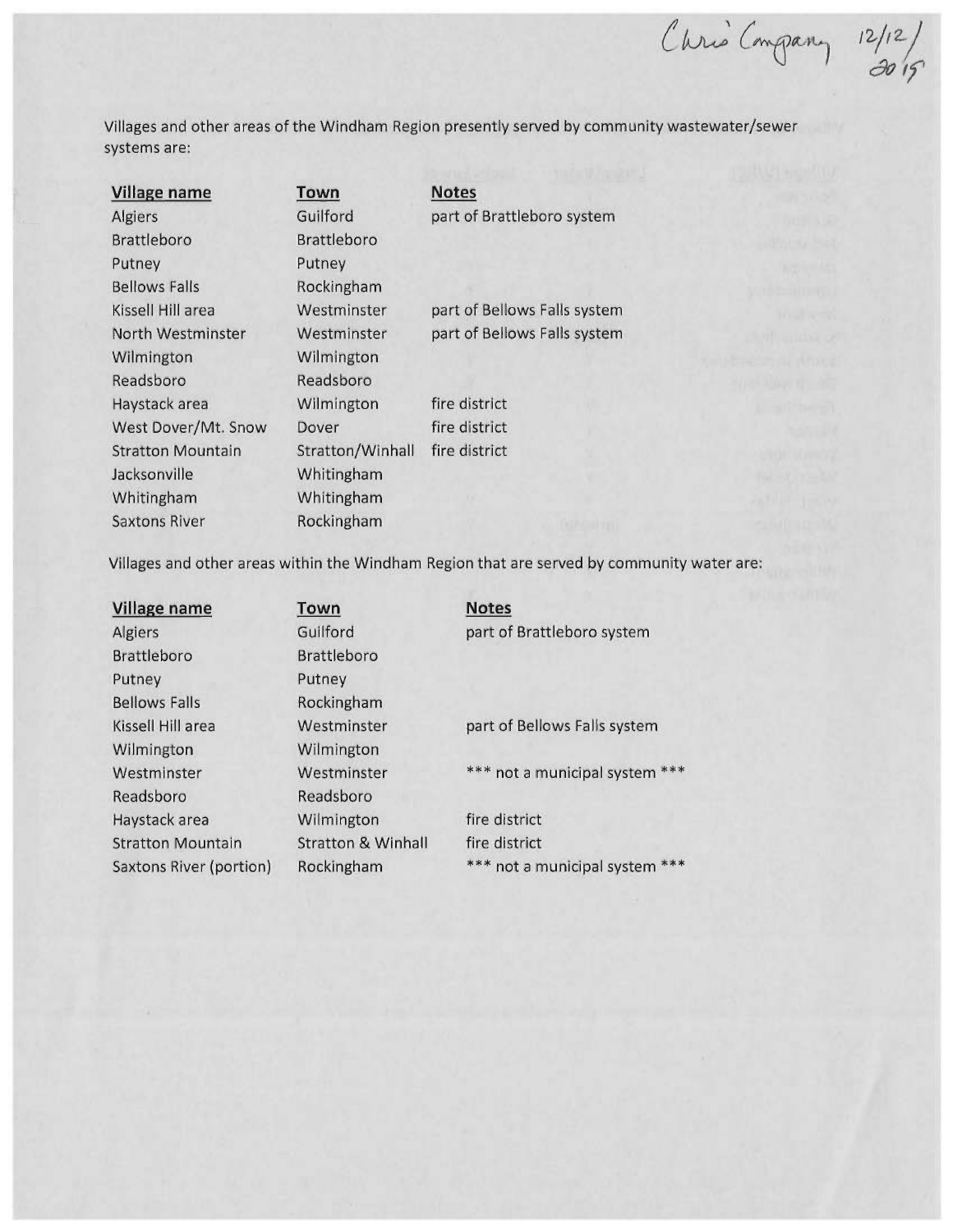Chris Company 12/12/2015

Villages and other areas of the Windham Region presently served by community wastewater/sewer systems are:

| Village name | Town | Notes |
|---|---|---|
| Algiers | Guilford | part of Brattleboro system |
| Brattleboro | Brattleboro | |
| Putney | Putney | |
| Bellows Falls | Rockingham | |
| Kissell Hill area | Westminster | part of Bellows Falls system |
| North Westminster | Westminster | part of Bellows Falls system |
| Wilmington | Wilmington | |
| Readsboro | Readsboro | |
| Haystack area | Wilmington | fire district |
| West Dover/Mt. Snow | Dover | fire district |
| Stratton Mountain | Stratton/Winhall | fire district |
| Jacksonville | Whitingham | |
| Whitingham | Whitingham | |
| Saxtons River | Rockingham | |

Villages and other areas within the Windham Region that are served by community water are:

| Village name | Town | Notes |
|---|---|---|
| Algiers | Guilford | part of Brattleboro system |
| Brattleboro | Brattleboro | |
| Putney | Putney | |
| Bellows Falls | Rockingham | |
| Kissell Hill area | Westminster | part of Bellows Falls system |
| Wilmington | Wilmington | |
| Westminster | Westminster | *** not a municipal system *** |
| Readsboro | Readsboro | |
| Haystack area | Wilmington | fire district |
| Stratton Mountain | Stratton & Winhall | fire district |
| Saxtons River (portion) | Rockingham | *** not a municipal system *** |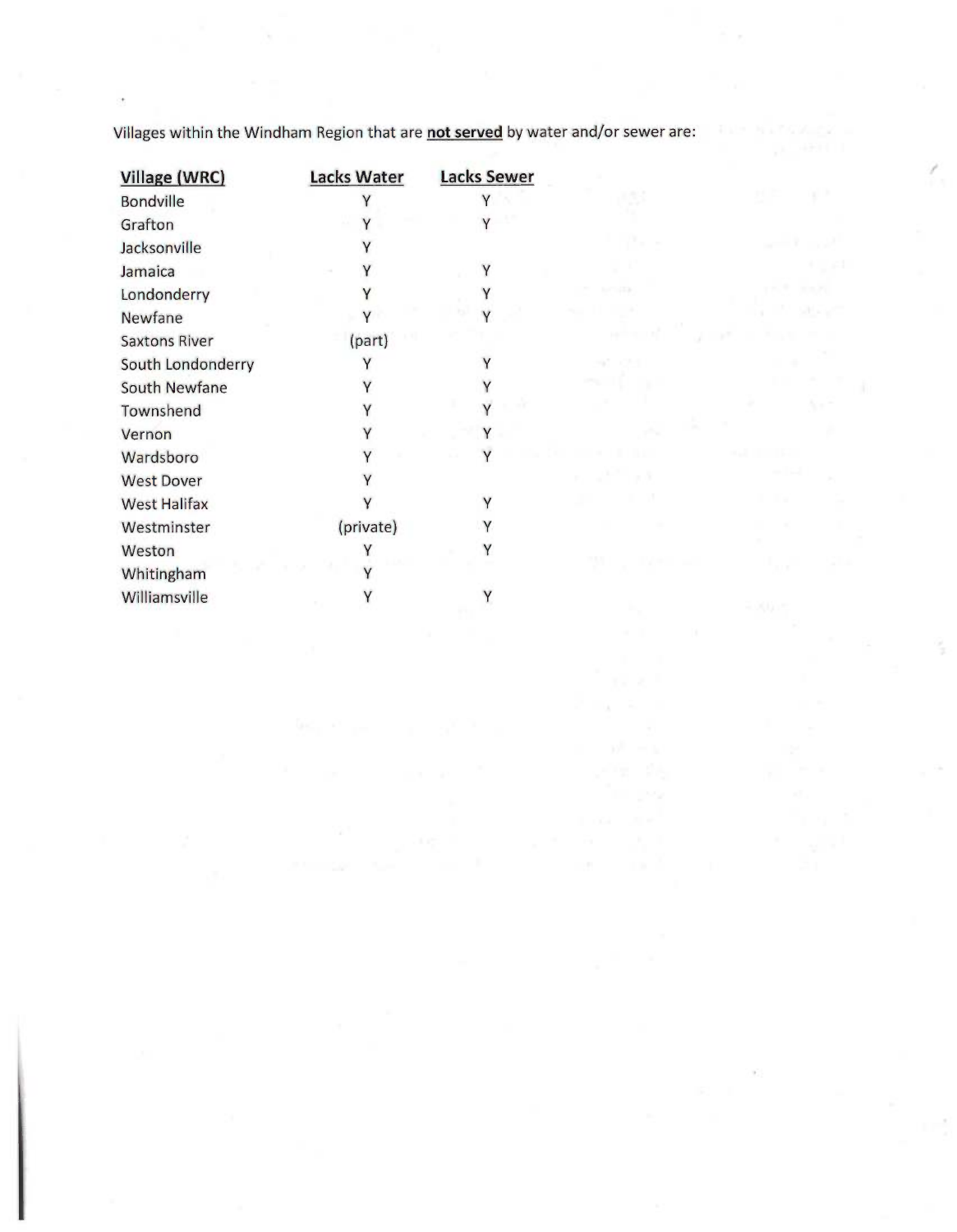Villages within the Windham Region that are **not served** by water and/or sewer are:

| Village (WRC) | Lacks Water | Lacks Sewer |
|---|---|---|
| Bondville | Y | Y |
| Grafton | Y | Y |
| Jacksonville | Y | |
| Jamaica | Y | Y |
| Londonderry | Y | Y |
| Newfane | Y | Y |
| Saxtons River | (part) | |
| South Londonderry | Y | Y |
| South Newfane | Y | Y |
| Townshend | Y | Y |
| Vernon | Y | Y |
| Wardsboro | Y | Y |
| West Dover | Y | |
| West Halifax | Y | Y |
| Westminster | (private) | Y |
| Weston | Y | Y |
| Whitingham | Y | |
| Williamsville | Y | Y |